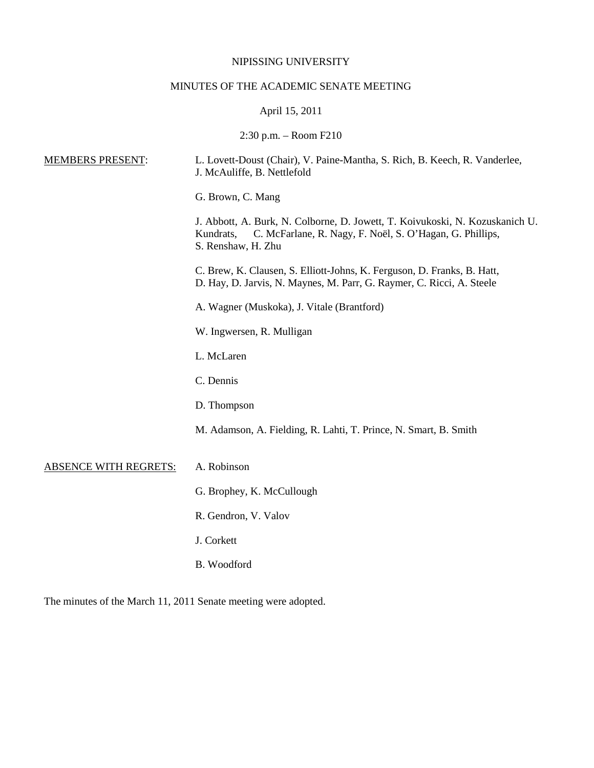NIPISSING UNIVERSITY

MINUTES OF THE ACADEMIC SENATE MEETING

April 15, 2011

2:30 p.m. – Room F210

MEMBERS PRESENT:

L. Lovett-Doust (Chair), V. Paine-Mantha, S. Rich, B. Keech, R. Vanderlee, J. McAuliffe, B. Nettlefold

G. Brown, C. Mang

J. Abbott, A. Burk, N. Colborne, D. Jowett, T. Koivukoski, N. Kozuskanich U. Kundrats, C. McFarlane, R. Nagy, F. Noël, S. O'Hagan, G. Phillips, S. Renshaw, H. Zhu

C. Brew, K. Clausen, S. Elliott-Johns, K. Ferguson, D. Franks, B. Hatt, D. Hay, D. Jarvis, N. Maynes, M. Parr, G. Raymer, C. Ricci, A. Steele

A. Wagner (Muskoka), J. Vitale (Brantford)

W. Ingwersen, R. Mulligan

L. McLaren

C. Dennis

D. Thompson

M. Adamson, A. Fielding, R. Lahti, T. Prince, N. Smart, B. Smith

ABSENCE WITH REGRETS:

A. Robinson

G. Brophey, K. McCullough

R. Gendron, V. Valov

J. Corkett

B. Woodford

The minutes of the March 11, 2011 Senate meeting were adopted.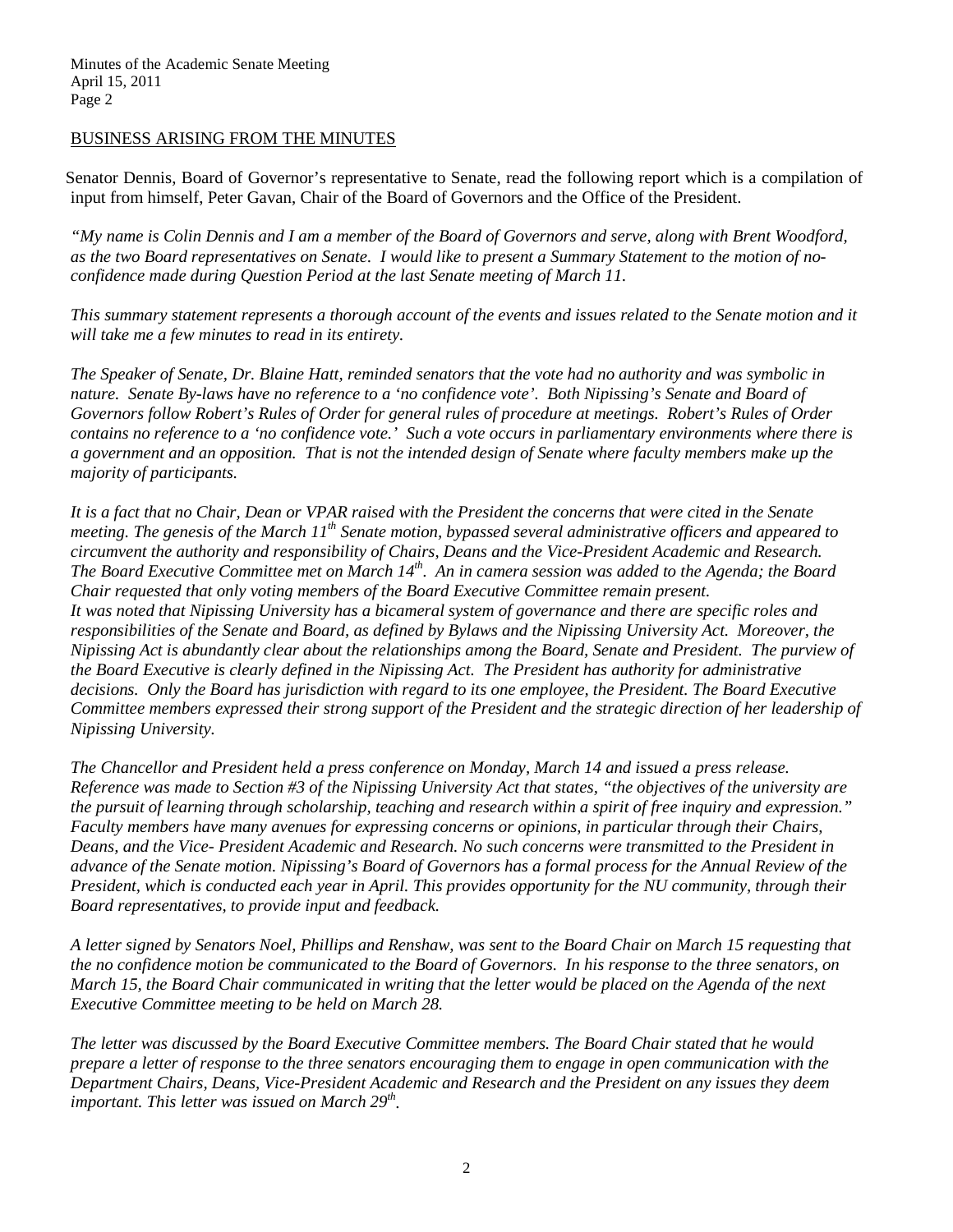## BUSINESS ARISING FROM THE MINUTES

Senator Dennis, Board of Governor's representative to Senate, read the following report which is a compilation of input from himself, Peter Gavan, Chair of the Board of Governors and the Office of the President.

*"My name is Colin Dennis and I am a member of the Board of Governors and serve, along with Brent Woodford, as the two Board representatives on Senate. I would like to present a Summary Statement to the motion of no-confidence made during Question Period at the last Senate meeting of March 11.*

*This summary statement represents a thorough account of the events and issues related to the Senate motion and it will take me a few minutes to read in its entirety.*

*The Speaker of Senate, Dr. Blaine Hatt, reminded senators that the vote had no authority and was symbolic in nature. Senate By-laws have no reference to a 'no confidence vote'. Both Nipissing's Senate and Board of Governors follow Robert's Rules of Order for general rules of procedure at meetings. Robert's Rules of Order contains no reference to a 'no confidence vote.' Such a vote occurs in parliamentary environments where there is a government and an opposition. That is not the intended design of Senate where faculty members make up the majority of participants.*

*It is a fact that no Chair, Dean or VPAR raised with the President the concerns that were cited in the Senate meeting. The genesis of the March 11th Senate motion, bypassed several administrative officers and appeared to circumvent the authority and responsibility of Chairs, Deans and the Vice-President Academic and Research. The Board Executive Committee met on March 14th. An in camera session was added to the Agenda; the Board Chair requested that only voting members of the Board Executive Committee remain present.*
*It was noted that Nipissing University has a bicameral system of governance and there are specific roles and responsibilities of the Senate and Board, as defined by Bylaws and the Nipissing University Act. Moreover, the Nipissing Act is abundantly clear about the relationships among the Board, Senate and President. The purview of the Board Executive is clearly defined in the Nipissing Act. The President has authority for administrative decisions. Only the Board has jurisdiction with regard to its one employee, the President. The Board Executive Committee members expressed their strong support of the President and the strategic direction of her leadership of Nipissing University.*

*The Chancellor and President held a press conference on Monday, March 14 and issued a press release. Reference was made to Section #3 of the Nipissing University Act that states, "the objectives of the university are the pursuit of learning through scholarship, teaching and research within a spirit of free inquiry and expression." Faculty members have many avenues for expressing concerns or opinions, in particular through their Chairs, Deans, and the Vice- President Academic and Research. No such concerns were transmitted to the President in advance of the Senate motion. Nipissing's Board of Governors has a formal process for the Annual Review of the President, which is conducted each year in April. This provides opportunity for the NU community, through their Board representatives, to provide input and feedback.*

*A letter signed by Senators Noel, Phillips and Renshaw, was sent to the Board Chair on March 15 requesting that the no confidence motion be communicated to the Board of Governors. In his response to the three senators, on March 15, the Board Chair communicated in writing that the letter would be placed on the Agenda of the next Executive Committee meeting to be held on March 28.*

*The letter was discussed by the Board Executive Committee members. The Board Chair stated that he would prepare a letter of response to the three senators encouraging them to engage in open communication with the Department Chairs, Deans, Vice-President Academic and Research and the President on any issues they deem important. This letter was issued on March 29th.*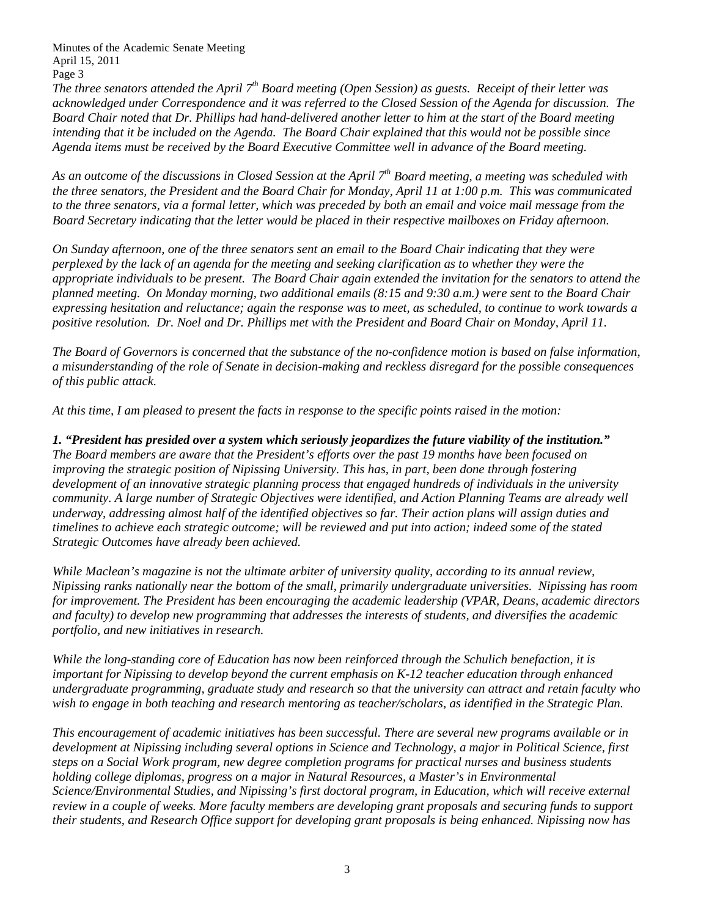*The three senators attended the April 7th Board meeting (Open Session) as guests. Receipt of their letter was acknowledged under Correspondence and it was referred to the Closed Session of the Agenda for discussion. The Board Chair noted that Dr. Phillips had hand-delivered another letter to him at the start of the Board meeting intending that it be included on the Agenda. The Board Chair explained that this would not be possible since Agenda items must be received by the Board Executive Committee well in advance of the Board meeting.*

*As an outcome of the discussions in Closed Session at the April 7th Board meeting, a meeting was scheduled with the three senators, the President and the Board Chair for Monday, April 11 at 1:00 p.m. This was communicated to the three senators, via a formal letter, which was preceded by both an email and voice mail message from the Board Secretary indicating that the letter would be placed in their respective mailboxes on Friday afternoon.*

*On Sunday afternoon, one of the three senators sent an email to the Board Chair indicating that they were perplexed by the lack of an agenda for the meeting and seeking clarification as to whether they were the appropriate individuals to be present. The Board Chair again extended the invitation for the senators to attend the planned meeting. On Monday morning, two additional emails (8:15 and 9:30 a.m.) were sent to the Board Chair expressing hesitation and reluctance; again the response was to meet, as scheduled, to continue to work towards a positive resolution. Dr. Noel and Dr. Phillips met with the President and Board Chair on Monday, April 11.*

*The Board of Governors is concerned that the substance of the no-confidence motion is based on false information, a misunderstanding of the role of Senate in decision-making and reckless disregard for the possible consequences of this public attack.*

*At this time, I am pleased to present the facts in response to the specific points raised in the motion:*

***1. "President has presided over a system which seriously jeopardizes the future viability of the institution."***
*The Board members are aware that the President's efforts over the past 19 months have been focused on improving the strategic position of Nipissing University. This has, in part, been done through fostering development of an innovative strategic planning process that engaged hundreds of individuals in the university community. A large number of Strategic Objectives were identified, and Action Planning Teams are already well underway, addressing almost half of the identified objectives so far. Their action plans will assign duties and timelines to achieve each strategic outcome; will be reviewed and put into action; indeed some of the stated Strategic Outcomes have already been achieved.*

*While Maclean's magazine is not the ultimate arbiter of university quality, according to its annual review, Nipissing ranks nationally near the bottom of the small, primarily undergraduate universities. Nipissing has room for improvement. The President has been encouraging the academic leadership (VPAR, Deans, academic directors and faculty) to develop new programming that addresses the interests of students, and diversifies the academic portfolio, and new initiatives in research.*

*While the long-standing core of Education has now been reinforced through the Schulich benefaction, it is important for Nipissing to develop beyond the current emphasis on K-12 teacher education through enhanced undergraduate programming, graduate study and research so that the university can attract and retain faculty who wish to engage in both teaching and research mentoring as teacher/scholars, as identified in the Strategic Plan.*

*This encouragement of academic initiatives has been successful. There are several new programs available or in development at Nipissing including several options in Science and Technology, a major in Political Science, first steps on a Social Work program, new degree completion programs for practical nurses and business students holding college diplomas, progress on a major in Natural Resources, a Master's in Environmental Science/Environmental Studies, and Nipissing's first doctoral program, in Education, which will receive external review in a couple of weeks. More faculty members are developing grant proposals and securing funds to support their students, and Research Office support for developing grant proposals is being enhanced. Nipissing now has*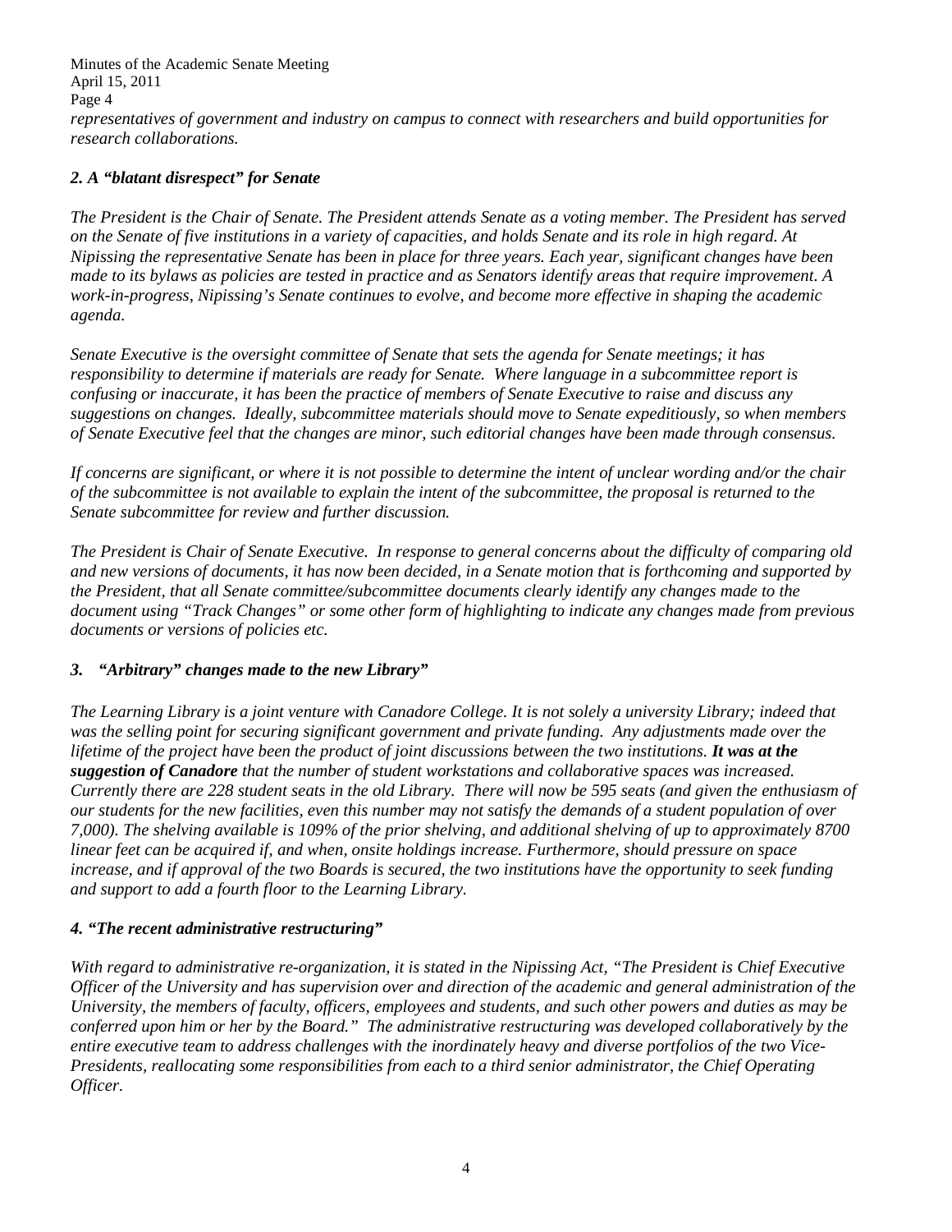*representatives of government and industry on campus to connect with researchers and build opportunities for research collaborations.*

### *2. A "blatant disrespect" for Senate*

*The President is the Chair of Senate. The President attends Senate as a voting member. The President has served on the Senate of five institutions in a variety of capacities, and holds Senate and its role in high regard. At Nipissing the representative Senate has been in place for three years. Each year, significant changes have been made to its bylaws as policies are tested in practice and as Senators identify areas that require improvement. A work-in-progress, Nipissing's Senate continues to evolve, and become more effective in shaping the academic agenda.*

*Senate Executive is the oversight committee of Senate that sets the agenda for Senate meetings; it has responsibility to determine if materials are ready for Senate. Where language in a subcommittee report is confusing or inaccurate, it has been the practice of members of Senate Executive to raise and discuss any suggestions on changes. Ideally, subcommittee materials should move to Senate expeditiously, so when members of Senate Executive feel that the changes are minor, such editorial changes have been made through consensus.*

*If concerns are significant, or where it is not possible to determine the intent of unclear wording and/or the chair of the subcommittee is not available to explain the intent of the subcommittee, the proposal is returned to the Senate subcommittee for review and further discussion.*

*The President is Chair of Senate Executive. In response to general concerns about the difficulty of comparing old and new versions of documents, it has now been decided, in a Senate motion that is forthcoming and supported by the President, that all Senate committee/subcommittee documents clearly identify any changes made to the document using "Track Changes" or some other form of highlighting to indicate any changes made from previous documents or versions of policies etc.*

### *3. "Arbitrary" changes made to the new Library"*

*The Learning Library is a joint venture with Canadore College. It is not solely a university Library; indeed that was the selling point for securing significant government and private funding. Any adjustments made over the lifetime of the project have been the product of joint discussions between the two institutions.* ***It was at the suggestion of Canadore*** *that the number of student workstations and collaborative spaces was increased. Currently there are 228 student seats in the old Library. There will now be 595 seats (and given the enthusiasm of our students for the new facilities, even this number may not satisfy the demands of a student population of over 7,000). The shelving available is 109% of the prior shelving, and additional shelving of up to approximately 8700 linear feet can be acquired if, and when, onsite holdings increase. Furthermore, should pressure on space increase, and if approval of the two Boards is secured, the two institutions have the opportunity to seek funding and support to add a fourth floor to the Learning Library.*

### *4. "The recent administrative restructuring"*

*With regard to administrative re-organization, it is stated in the Nipissing Act, "The President is Chief Executive Officer of the University and has supervision over and direction of the academic and general administration of the University, the members of faculty, officers, employees and students, and such other powers and duties as may be conferred upon him or her by the Board." The administrative restructuring was developed collaboratively by the entire executive team to address challenges with the inordinately heavy and diverse portfolios of the two Vice-Presidents, reallocating some responsibilities from each to a third senior administrator, the Chief Operating Officer.*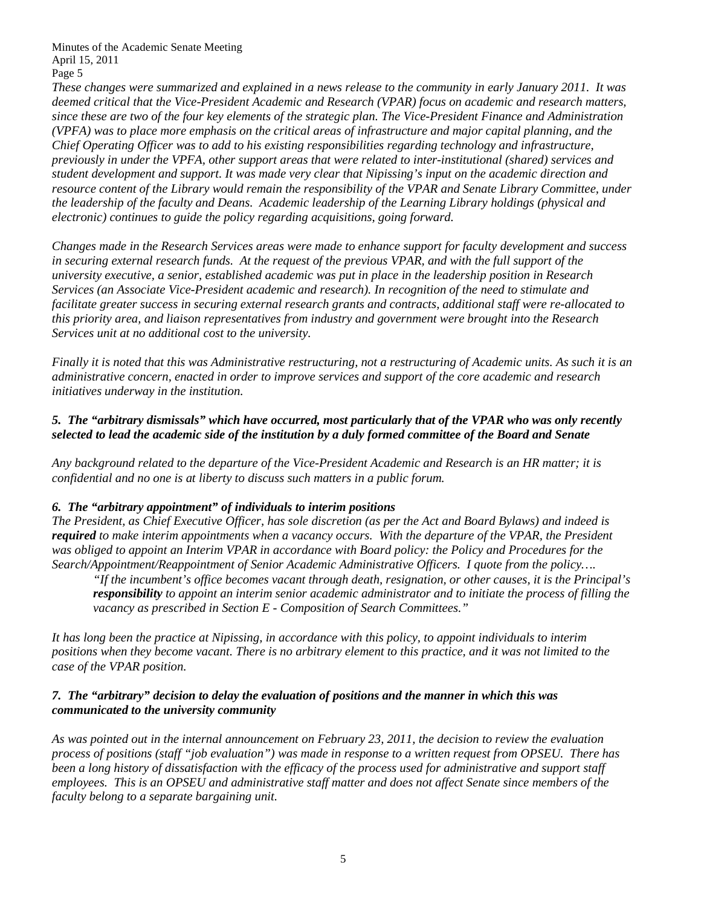*These changes were summarized and explained in a news release to the community in early January 2011. It was deemed critical that the Vice-President Academic and Research (VPAR) focus on academic and research matters, since these are two of the four key elements of the strategic plan. The Vice-President Finance and Administration (VPFA) was to place more emphasis on the critical areas of infrastructure and major capital planning, and the Chief Operating Officer was to add to his existing responsibilities regarding technology and infrastructure, previously in under the VPFA, other support areas that were related to inter-institutional (shared) services and student development and support. It was made very clear that Nipissing's input on the academic direction and resource content of the Library would remain the responsibility of the VPAR and Senate Library Committee, under the leadership of the faculty and Deans. Academic leadership of the Learning Library holdings (physical and electronic) continues to guide the policy regarding acquisitions, going forward.*

*Changes made in the Research Services areas were made to enhance support for faculty development and success in securing external research funds. At the request of the previous VPAR, and with the full support of the university executive, a senior, established academic was put in place in the leadership position in Research Services (an Associate Vice-President academic and research). In recognition of the need to stimulate and facilitate greater success in securing external research grants and contracts, additional staff were re-allocated to this priority area, and liaison representatives from industry and government were brought into the Research Services unit at no additional cost to the university.*

*Finally it is noted that this was Administrative restructuring, not a restructuring of Academic units. As such it is an administrative concern, enacted in order to improve services and support of the core academic and research initiatives underway in the institution.*

***5. The "arbitrary dismissals" which have occurred, most particularly that of the VPAR who was only recently selected to lead the academic side of the institution by a duly formed committee of the Board and Senate***

*Any background related to the departure of the Vice-President Academic and Research is an HR matter; it is confidential and no one is at liberty to discuss such matters in a public forum.*

***6. The "arbitrary appointment" of individuals to interim positions***

*The President, as Chief Executive Officer, has sole discretion (as per the Act and Board Bylaws) and indeed is **required** to make interim appointments when a vacancy occurs. With the departure of the VPAR, the President was obliged to appoint an Interim VPAR in accordance with Board policy: the Policy and Procedures for the Search/Appointment/Reappointment of Senior Academic Administrative Officers. I quote from the policy….*

> *"If the incumbent's office becomes vacant through death, resignation, or other causes, it is the Principal's **responsibility** to appoint an interim senior academic administrator and to initiate the process of filling the vacancy as prescribed in Section E - Composition of Search Committees."*

*It has long been the practice at Nipissing, in accordance with this policy, to appoint individuals to interim positions when they become vacant. There is no arbitrary element to this practice, and it was not limited to the case of the VPAR position.*

***7. The "arbitrary" decision to delay the evaluation of positions and the manner in which this was communicated to the university community***

*As was pointed out in the internal announcement on February 23, 2011, the decision to review the evaluation process of positions (staff "job evaluation") was made in response to a written request from OPSEU. There has been a long history of dissatisfaction with the efficacy of the process used for administrative and support staff employees. This is an OPSEU and administrative staff matter and does not affect Senate since members of the faculty belong to a separate bargaining unit.*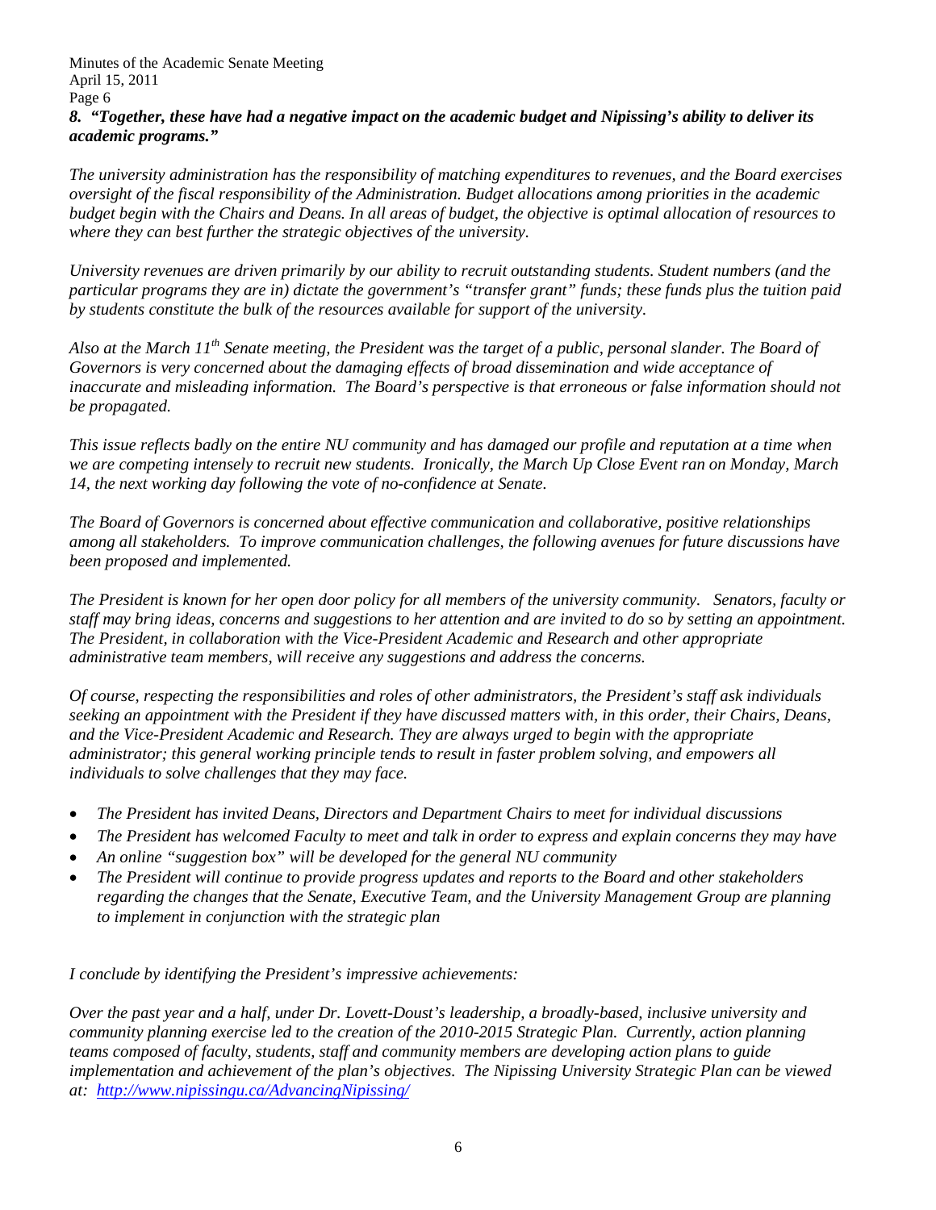***8. "Together, these have had a negative impact on the academic budget and Nipissing's ability to deliver its academic programs."***

*The university administration has the responsibility of matching expenditures to revenues, and the Board exercises oversight of the fiscal responsibility of the Administration. Budget allocations among priorities in the academic budget begin with the Chairs and Deans. In all areas of budget, the objective is optimal allocation of resources to where they can best further the strategic objectives of the university.*

*University revenues are driven primarily by our ability to recruit outstanding students. Student numbers (and the particular programs they are in) dictate the government's "transfer grant" funds; these funds plus the tuition paid by students constitute the bulk of the resources available for support of the university.*

*Also at the March 11th Senate meeting, the President was the target of a public, personal slander. The Board of Governors is very concerned about the damaging effects of broad dissemination and wide acceptance of inaccurate and misleading information. The Board's perspective is that erroneous or false information should not be propagated.*

*This issue reflects badly on the entire NU community and has damaged our profile and reputation at a time when we are competing intensely to recruit new students. Ironically, the March Up Close Event ran on Monday, March 14, the next working day following the vote of no-confidence at Senate.*

*The Board of Governors is concerned about effective communication and collaborative, positive relationships among all stakeholders. To improve communication challenges, the following avenues for future discussions have been proposed and implemented.*

*The President is known for her open door policy for all members of the university community. Senators, faculty or staff may bring ideas, concerns and suggestions to her attention and are invited to do so by setting an appointment. The President, in collaboration with the Vice-President Academic and Research and other appropriate administrative team members, will receive any suggestions and address the concerns.*

*Of course, respecting the responsibilities and roles of other administrators, the President's staff ask individuals seeking an appointment with the President if they have discussed matters with, in this order, their Chairs, Deans, and the Vice-President Academic and Research. They are always urged to begin with the appropriate administrator; this general working principle tends to result in faster problem solving, and empowers all individuals to solve challenges that they may face.*

- *The President has invited Deans, Directors and Department Chairs to meet for individual discussions*
- *The President has welcomed Faculty to meet and talk in order to express and explain concerns they may have*
- *An online "suggestion box" will be developed for the general NU community*
- *The President will continue to provide progress updates and reports to the Board and other stakeholders regarding the changes that the Senate, Executive Team, and the University Management Group are planning to implement in conjunction with the strategic plan*

*I conclude by identifying the President's impressive achievements:*

*Over the past year and a half, under Dr. Lovett-Doust's leadership, a broadly-based, inclusive university and community planning exercise led to the creation of the 2010-2015 Strategic Plan. Currently, action planning teams composed of faculty, students, staff and community members are developing action plans to guide implementation and achievement of the plan's objectives. The Nipissing University Strategic Plan can be viewed at: http://www.nipissingu.ca/AdvancingNipissing/*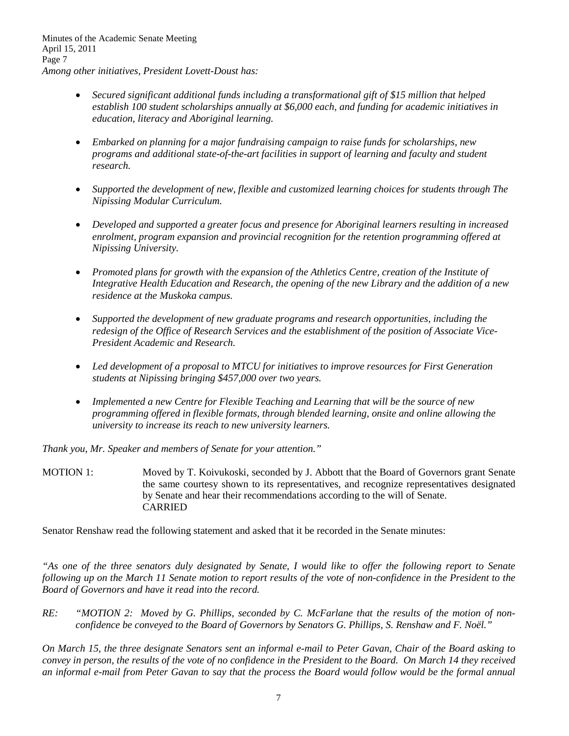*Among other initiatives, President Lovett-Doust has:*

- *Secured significant additional funds including a transformational gift of $15 million that helped establish 100 student scholarships annually at $6,000 each, and funding for academic initiatives in education, literacy and Aboriginal learning.*
- *Embarked on planning for a major fundraising campaign to raise funds for scholarships, new programs and additional state-of-the-art facilities in support of learning and faculty and student research.*
- *Supported the development of new, flexible and customized learning choices for students through The Nipissing Modular Curriculum.*
- *Developed and supported a greater focus and presence for Aboriginal learners resulting in increased enrolment, program expansion and provincial recognition for the retention programming offered at Nipissing University.*
- *Promoted plans for growth with the expansion of the Athletics Centre, creation of the Institute of Integrative Health Education and Research, the opening of the new Library and the addition of a new residence at the Muskoka campus.*
- *Supported the development of new graduate programs and research opportunities, including the redesign of the Office of Research Services and the establishment of the position of Associate Vice-President Academic and Research.*
- *Led development of a proposal to MTCU for initiatives to improve resources for First Generation students at Nipissing bringing $457,000 over two years.*
- *Implemented a new Centre for Flexible Teaching and Learning that will be the source of new programming offered in flexible formats, through blended learning, onsite and online allowing the university to increase its reach to new university learners.*

*Thank you, Mr. Speaker and members of Senate for your attention."*

MOTION 1: Moved by T. Koivukoski, seconded by J. Abbott that the Board of Governors grant Senate the same courtesy shown to its representatives, and recognize representatives designated by Senate and hear their recommendations according to the will of Senate.
CARRIED

Senator Renshaw read the following statement and asked that it be recorded in the Senate minutes:

*"As one of the three senators duly designated by Senate, I would like to offer the following report to Senate following up on the March 11 Senate motion to report results of the vote of non-confidence in the President to the Board of Governors and have it read into the record.*

*RE: "MOTION 2: Moved by G. Phillips, seconded by C. McFarlane that the results of the motion of non-confidence be conveyed to the Board of Governors by Senators G. Phillips, S. Renshaw and F. Noël."*

*On March 15, the three designate Senators sent an informal e-mail to Peter Gavan, Chair of the Board asking to convey in person, the results of the vote of no confidence in the President to the Board. On March 14 they received an informal e-mail from Peter Gavan to say that the process the Board would follow would be the formal annual*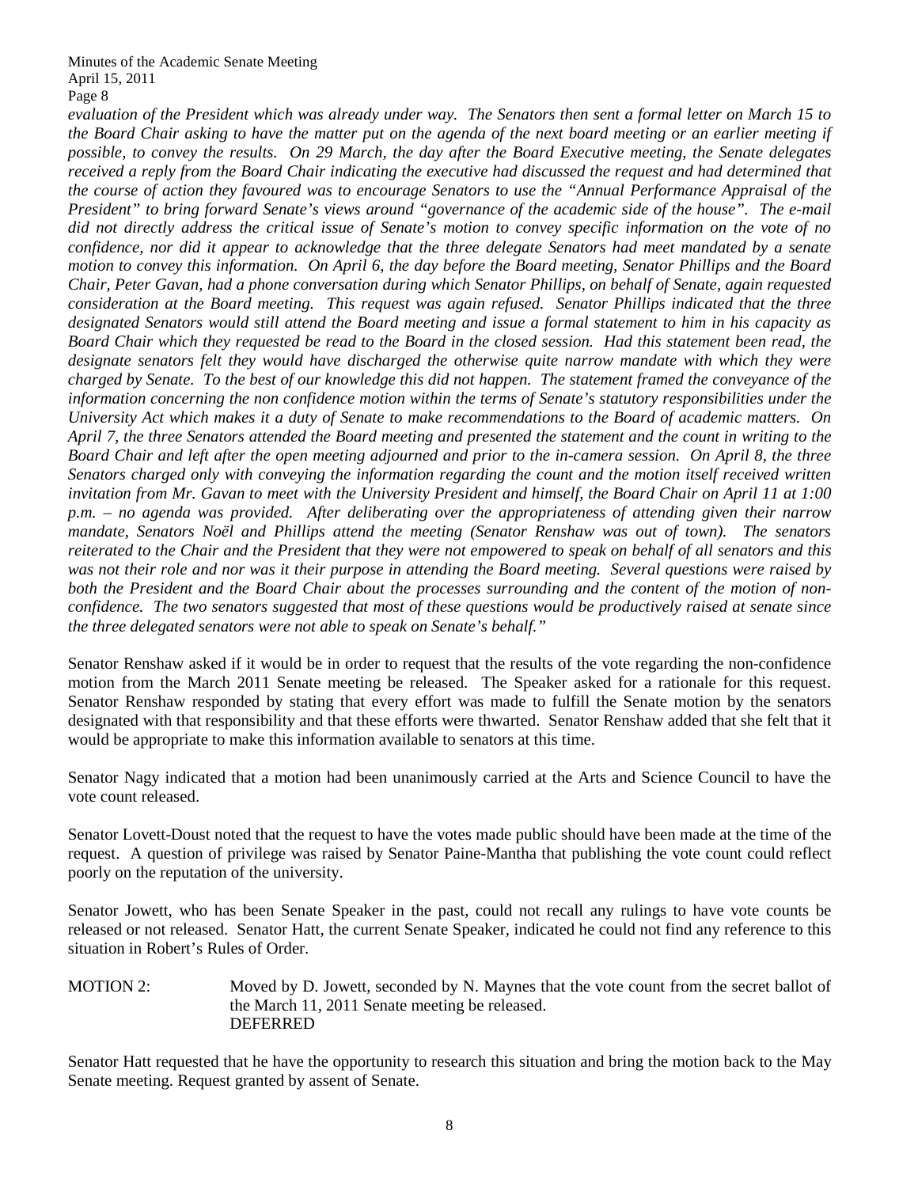*evaluation of the President which was already under way. The Senators then sent a formal letter on March 15 to the Board Chair asking to have the matter put on the agenda of the next board meeting or an earlier meeting if possible, to convey the results. On 29 March, the day after the Board Executive meeting, the Senate delegates received a reply from the Board Chair indicating the executive had discussed the request and had determined that the course of action they favoured was to encourage Senators to use the "Annual Performance Appraisal of the President" to bring forward Senate's views around "governance of the academic side of the house". The e-mail did not directly address the critical issue of Senate's motion to convey specific information on the vote of no confidence, nor did it appear to acknowledge that the three delegate Senators had meet mandated by a senate motion to convey this information. On April 6, the day before the Board meeting, Senator Phillips and the Board Chair, Peter Gavan, had a phone conversation during which Senator Phillips, on behalf of Senate, again requested consideration at the Board meeting. This request was again refused. Senator Phillips indicated that the three designated Senators would still attend the Board meeting and issue a formal statement to him in his capacity as Board Chair which they requested be read to the Board in the closed session. Had this statement been read, the designate senators felt they would have discharged the otherwise quite narrow mandate with which they were charged by Senate. To the best of our knowledge this did not happen. The statement framed the conveyance of the information concerning the non confidence motion within the terms of Senate's statutory responsibilities under the University Act which makes it a duty of Senate to make recommendations to the Board of academic matters. On April 7, the three Senators attended the Board meeting and presented the statement and the count in writing to the Board Chair and left after the open meeting adjourned and prior to the in-camera session. On April 8, the three Senators charged only with conveying the information regarding the count and the motion itself received written invitation from Mr. Gavan to meet with the University President and himself, the Board Chair on April 11 at 1:00 p.m. – no agenda was provided. After deliberating over the appropriateness of attending given their narrow mandate, Senators Noël and Phillips attend the meeting (Senator Renshaw was out of town). The senators reiterated to the Chair and the President that they were not empowered to speak on behalf of all senators and this was not their role and nor was it their purpose in attending the Board meeting. Several questions were raised by both the President and the Board Chair about the processes surrounding and the content of the motion of non-confidence. The two senators suggested that most of these questions would be productively raised at senate since the three delegated senators were not able to speak on Senate's behalf."*

Senator Renshaw asked if it would be in order to request that the results of the vote regarding the non-confidence motion from the March 2011 Senate meeting be released. The Speaker asked for a rationale for this request. Senator Renshaw responded by stating that every effort was made to fulfill the Senate motion by the senators designated with that responsibility and that these efforts were thwarted. Senator Renshaw added that she felt that it would be appropriate to make this information available to senators at this time.

Senator Nagy indicated that a motion had been unanimously carried at the Arts and Science Council to have the vote count released.

Senator Lovett-Doust noted that the request to have the votes made public should have been made at the time of the request. A question of privilege was raised by Senator Paine-Mantha that publishing the vote count could reflect poorly on the reputation of the university.

Senator Jowett, who has been Senate Speaker in the past, could not recall any rulings to have vote counts be released or not released. Senator Hatt, the current Senate Speaker, indicated he could not find any reference to this situation in Robert's Rules of Order.

MOTION 2: Moved by D. Jowett, seconded by N. Maynes that the vote count from the secret ballot of the March 11, 2011 Senate meeting be released.
DEFERRED

Senator Hatt requested that he have the opportunity to research this situation and bring the motion back to the May Senate meeting. Request granted by assent of Senate.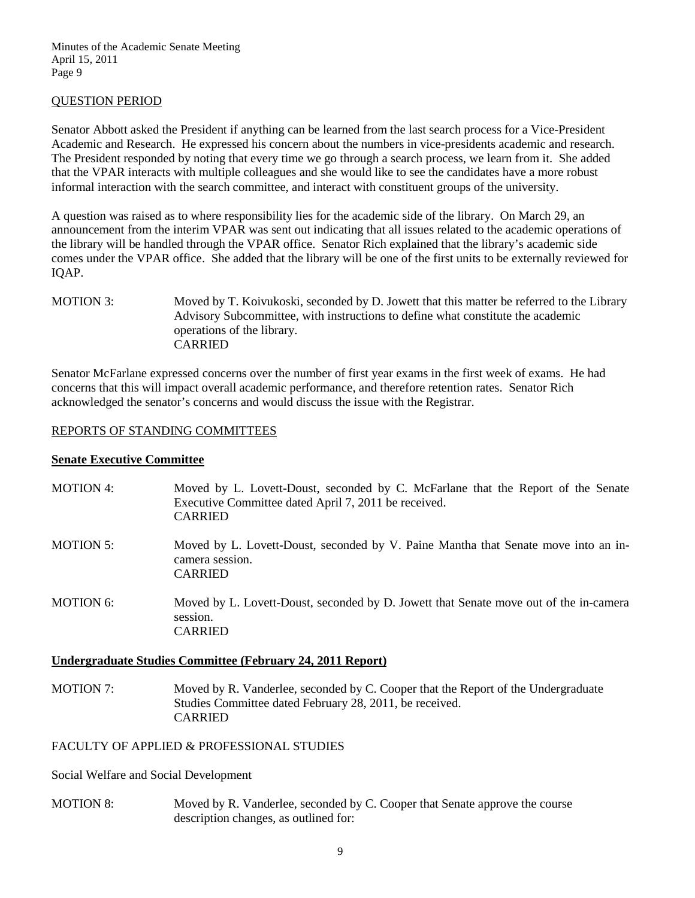## QUESTION PERIOD

Senator Abbott asked the President if anything can be learned from the last search process for a Vice-President Academic and Research. He expressed his concern about the numbers in vice-presidents academic and research. The President responded by noting that every time we go through a search process, we learn from it. She added that the VPAR interacts with multiple colleagues and she would like to see the candidates have a more robust informal interaction with the search committee, and interact with constituent groups of the university.

A question was raised as to where responsibility lies for the academic side of the library. On March 29, an announcement from the interim VPAR was sent out indicating that all issues related to the academic operations of the library will be handled through the VPAR office. Senator Rich explained that the library's academic side comes under the VPAR office. She added that the library will be one of the first units to be externally reviewed for IQAP.

MOTION 3: Moved by T. Koivukoski, seconded by D. Jowett that this matter be referred to the Library Advisory Subcommittee, with instructions to define what constitute the academic operations of the library.
CARRIED

Senator McFarlane expressed concerns over the number of first year exams in the first week of exams. He had concerns that this will impact overall academic performance, and therefore retention rates. Senator Rich acknowledged the senator's concerns and would discuss the issue with the Registrar.

## REPORTS OF STANDING COMMITTEES

### Senate Executive Committee

MOTION 4: Moved by L. Lovett-Doust, seconded by C. McFarlane that the Report of the Senate Executive Committee dated April 7, 2011 be received.
CARRIED

MOTION 5: Moved by L. Lovett-Doust, seconded by V. Paine Mantha that Senate move into an in-camera session.
CARRIED

MOTION 6: Moved by L. Lovett-Doust, seconded by D. Jowett that Senate move out of the in-camera session.
CARRIED

### Undergraduate Studies Committee (February 24, 2011 Report)

MOTION 7: Moved by R. Vanderlee, seconded by C. Cooper that the Report of the Undergraduate Studies Committee dated February 28, 2011, be received.
CARRIED

FACULTY OF APPLIED & PROFESSIONAL STUDIES

Social Welfare and Social Development

MOTION 8: Moved by R. Vanderlee, seconded by C. Cooper that Senate approve the course description changes, as outlined for: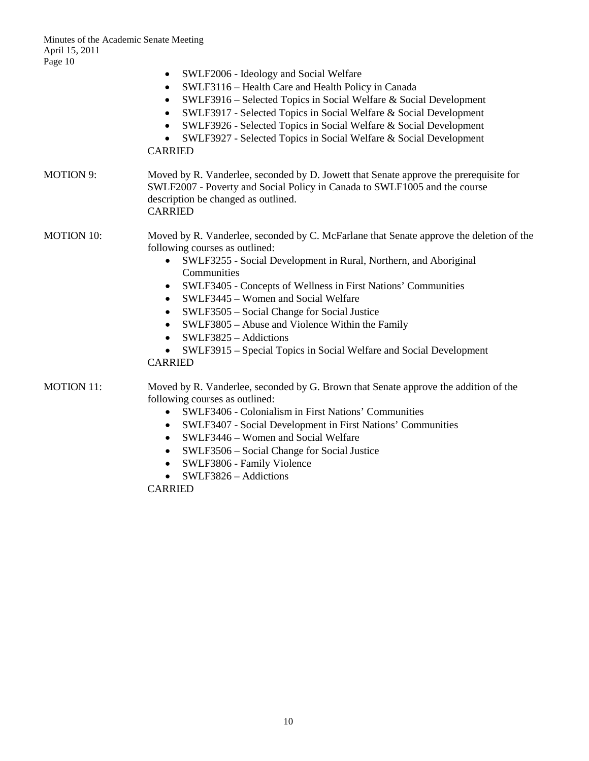- SWLF2006 - Ideology and Social Welfare
- SWLF3116 – Health Care and Health Policy in Canada
- SWLF3916 – Selected Topics in Social Welfare & Social Development
- SWLF3917 - Selected Topics in Social Welfare & Social Development
- SWLF3926 - Selected Topics in Social Welfare & Social Development
- SWLF3927 - Selected Topics in Social Welfare & Social Development

CARRIED

MOTION 9: Moved by R. Vanderlee, seconded by D. Jowett that Senate approve the prerequisite for SWLF2007 - Poverty and Social Policy in Canada to SWLF1005 and the course description be changed as outlined.
CARRIED

MOTION 10: Moved by R. Vanderlee, seconded by C. McFarlane that Senate approve the deletion of the following courses as outlined:

- SWLF3255 - Social Development in Rural, Northern, and Aboriginal Communities
- SWLF3405 - Concepts of Wellness in First Nations' Communities
- SWLF3445 – Women and Social Welfare
- SWLF3505 – Social Change for Social Justice
- SWLF3805 – Abuse and Violence Within the Family
- SWLF3825 – Addictions
- SWLF3915 – Special Topics in Social Welfare and Social Development

CARRIED

MOTION 11: Moved by R. Vanderlee, seconded by G. Brown that Senate approve the addition of the following courses as outlined:

- SWLF3406 - Colonialism in First Nations' Communities
- SWLF3407 - Social Development in First Nations' Communities
- SWLF3446 – Women and Social Welfare
- SWLF3506 – Social Change for Social Justice
- SWLF3806 - Family Violence
- SWLF3826 – Addictions

CARRIED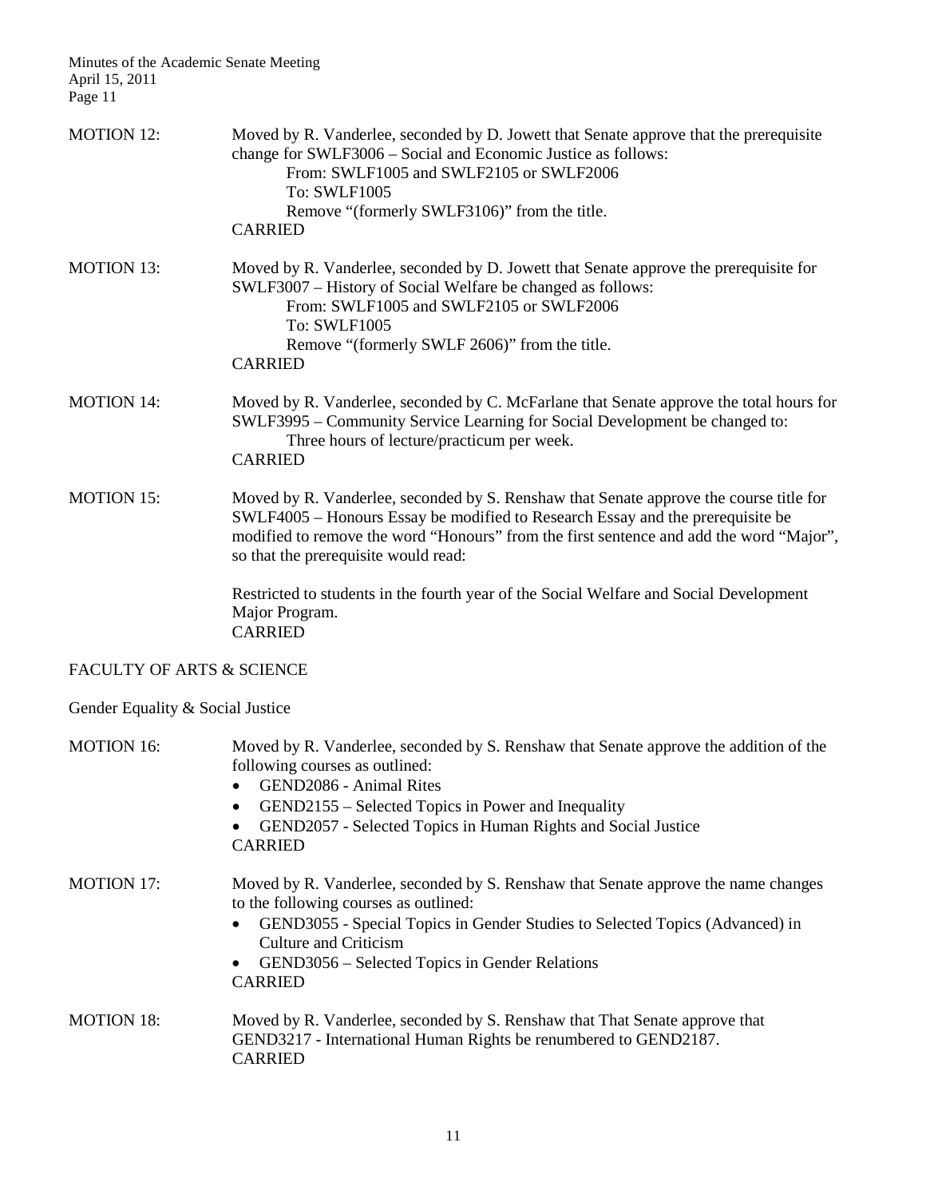MOTION 12: Moved by R. Vanderlee, seconded by D. Jowett that Senate approve that the prerequisite change for SWLF3006 – Social and Economic Justice as follows:

From: SWLF1005 and SWLF2105 or SWLF2006
To: SWLF1005
Remove "(formerly SWLF3106)" from the title.

CARRIED

MOTION 13: Moved by R. Vanderlee, seconded by D. Jowett that Senate approve the prerequisite for SWLF3007 – History of Social Welfare be changed as follows:

From: SWLF1005 and SWLF2105 or SWLF2006
To: SWLF1005
Remove "(formerly SWLF 2606)" from the title.

CARRIED

MOTION 14: Moved by R. Vanderlee, seconded by C. McFarlane that Senate approve the total hours for SWLF3995 – Community Service Learning for Social Development be changed to:

Three hours of lecture/practicum per week.

CARRIED

MOTION 15: Moved by R. Vanderlee, seconded by S. Renshaw that Senate approve the course title for SWLF4005 – Honours Essay be modified to Research Essay and the prerequisite be modified to remove the word "Honours" from the first sentence and add the word "Major", so that the prerequisite would read:

Restricted to students in the fourth year of the Social Welfare and Social Development Major Program.

CARRIED

## FACULTY OF ARTS & SCIENCE

### Gender Equality & Social Justice

MOTION 16: Moved by R. Vanderlee, seconded by S. Renshaw that Senate approve the addition of the following courses as outlined:

- GEND2086 - Animal Rites
- GEND2155 – Selected Topics in Power and Inequality
- GEND2057 - Selected Topics in Human Rights and Social Justice

CARRIED

MOTION 17: Moved by R. Vanderlee, seconded by S. Renshaw that Senate approve the name changes to the following courses as outlined:

- GEND3055 - Special Topics in Gender Studies to Selected Topics (Advanced) in Culture and Criticism
- GEND3056 – Selected Topics in Gender Relations

CARRIED

MOTION 18: Moved by R. Vanderlee, seconded by S. Renshaw that That Senate approve that GEND3217 - International Human Rights be renumbered to GEND2187.

CARRIED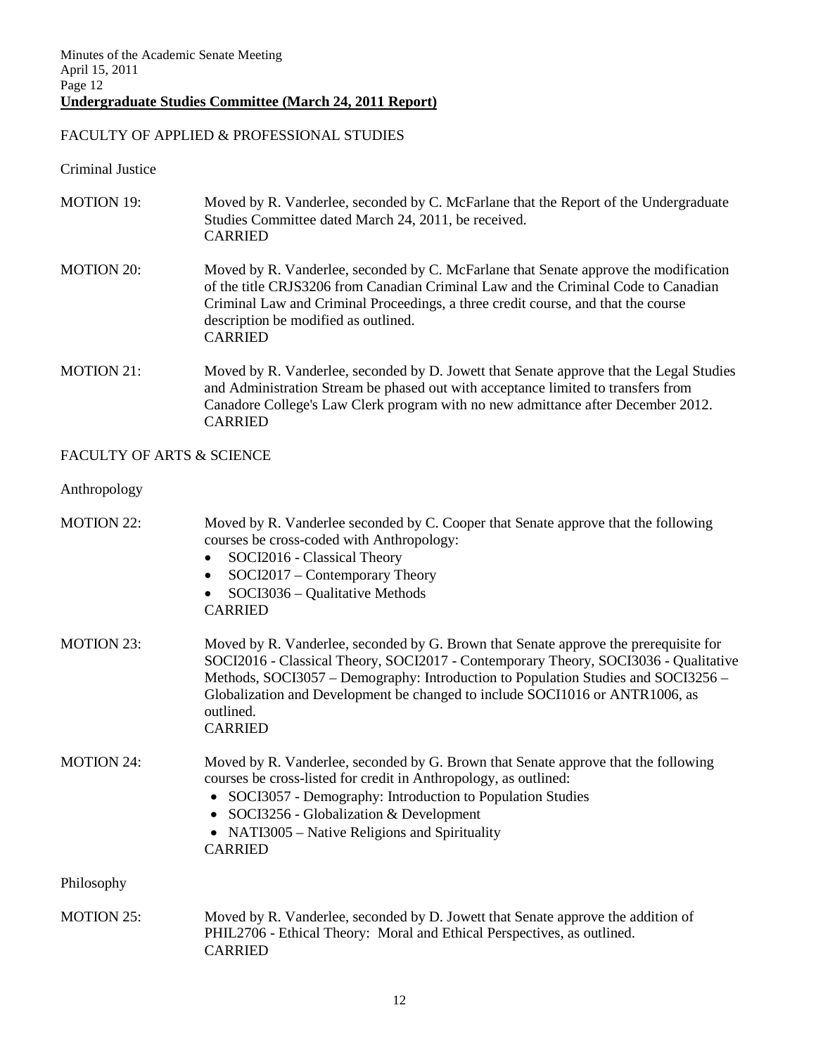## Undergraduate Studies Committee (March 24, 2011 Report)

FACULTY OF APPLIED & PROFESSIONAL STUDIES

Criminal Justice

MOTION 19: Moved by R. Vanderlee, seconded by C. McFarlane that the Report of the Undergraduate Studies Committee dated March 24, 2011, be received.
CARRIED

MOTION 20: Moved by R. Vanderlee, seconded by C. McFarlane that Senate approve the modification of the title CRJS3206 from Canadian Criminal Law and the Criminal Code to Canadian Criminal Law and Criminal Proceedings, a three credit course, and that the course description be modified as outlined.
CARRIED

MOTION 21: Moved by R. Vanderlee, seconded by D. Jowett that Senate approve that the Legal Studies and Administration Stream be phased out with acceptance limited to transfers from Canadore College's Law Clerk program with no new admittance after December 2012.
CARRIED

FACULTY OF ARTS & SCIENCE

Anthropology

MOTION 22: Moved by R. Vanderlee seconded by C. Cooper that Senate approve that the following courses be cross-coded with Anthropology:

- SOCI2016 - Classical Theory
- SOCI2017 – Contemporary Theory
- SOCI3036 – Qualitative Methods

CARRIED

MOTION 23: Moved by R. Vanderlee, seconded by G. Brown that Senate approve the prerequisite for SOCI2016 - Classical Theory, SOCI2017 - Contemporary Theory, SOCI3036 - Qualitative Methods, SOCI3057 – Demography: Introduction to Population Studies and SOCI3256 – Globalization and Development be changed to include SOCI1016 or ANTR1006, as outlined.
CARRIED

MOTION 24: Moved by R. Vanderlee, seconded by G. Brown that Senate approve that the following courses be cross-listed for credit in Anthropology, as outlined:

- SOCI3057 - Demography: Introduction to Population Studies
- SOCI3256 - Globalization & Development
- NATI3005 – Native Religions and Spirituality

CARRIED

Philosophy

MOTION 25: Moved by R. Vanderlee, seconded by D. Jowett that Senate approve the addition of PHIL2706 - Ethical Theory: Moral and Ethical Perspectives, as outlined.
CARRIED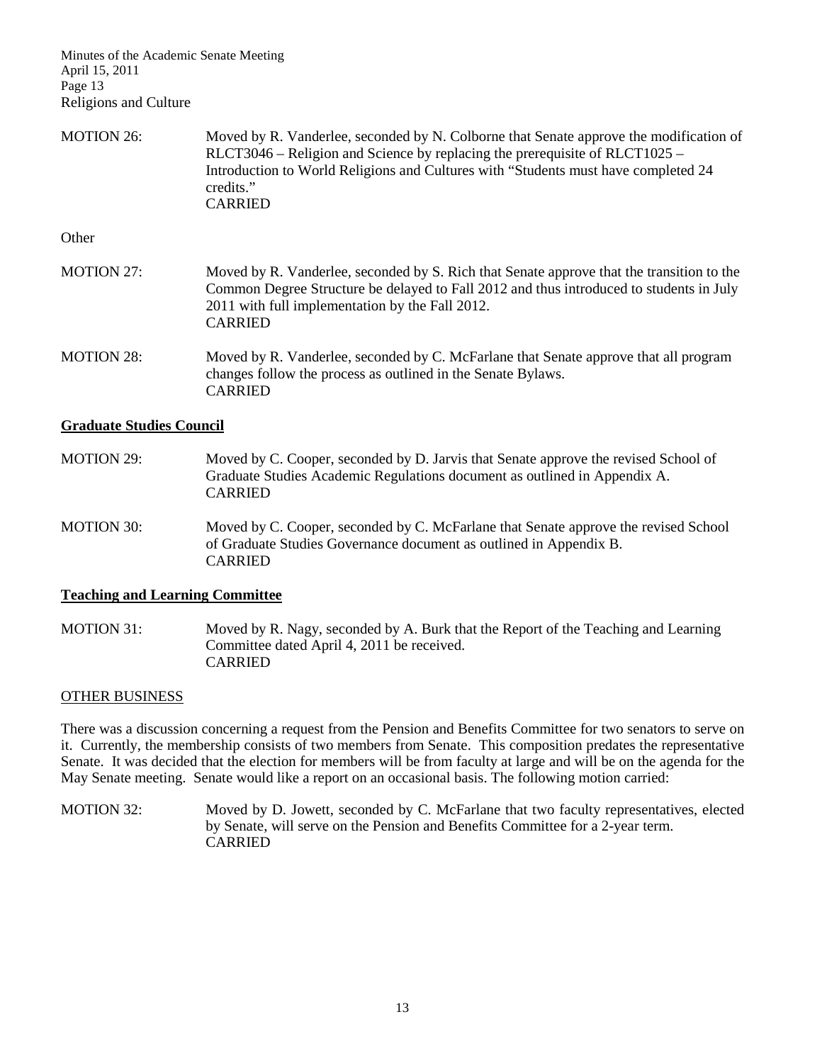Religions and Culture

MOTION 26: Moved by R. Vanderlee, seconded by N. Colborne that Senate approve the modification of RLCT3046 – Religion and Science by replacing the prerequisite of RLCT1025 – Introduction to World Religions and Cultures with "Students must have completed 24 credits."
CARRIED

Other

MOTION 27: Moved by R. Vanderlee, seconded by S. Rich that Senate approve that the transition to the Common Degree Structure be delayed to Fall 2012 and thus introduced to students in July 2011 with full implementation by the Fall 2012.
CARRIED

MOTION 28: Moved by R. Vanderlee, seconded by C. McFarlane that Senate approve that all program changes follow the process as outlined in the Senate Bylaws.
CARRIED

**Graduate Studies Council**

MOTION 29: Moved by C. Cooper, seconded by D. Jarvis that Senate approve the revised School of Graduate Studies Academic Regulations document as outlined in Appendix A.
CARRIED

MOTION 30: Moved by C. Cooper, seconded by C. McFarlane that Senate approve the revised School of Graduate Studies Governance document as outlined in Appendix B.
CARRIED

**Teaching and Learning Committee**

MOTION 31: Moved by R. Nagy, seconded by A. Burk that the Report of the Teaching and Learning Committee dated April 4, 2011 be received.
CARRIED

OTHER BUSINESS

There was a discussion concerning a request from the Pension and Benefits Committee for two senators to serve on it. Currently, the membership consists of two members from Senate. This composition predates the representative Senate. It was decided that the election for members will be from faculty at large and will be on the agenda for the May Senate meeting. Senate would like a report on an occasional basis. The following motion carried:

MOTION 32: Moved by D. Jowett, seconded by C. McFarlane that two faculty representatives, elected by Senate, will serve on the Pension and Benefits Committee for a 2-year term.
CARRIED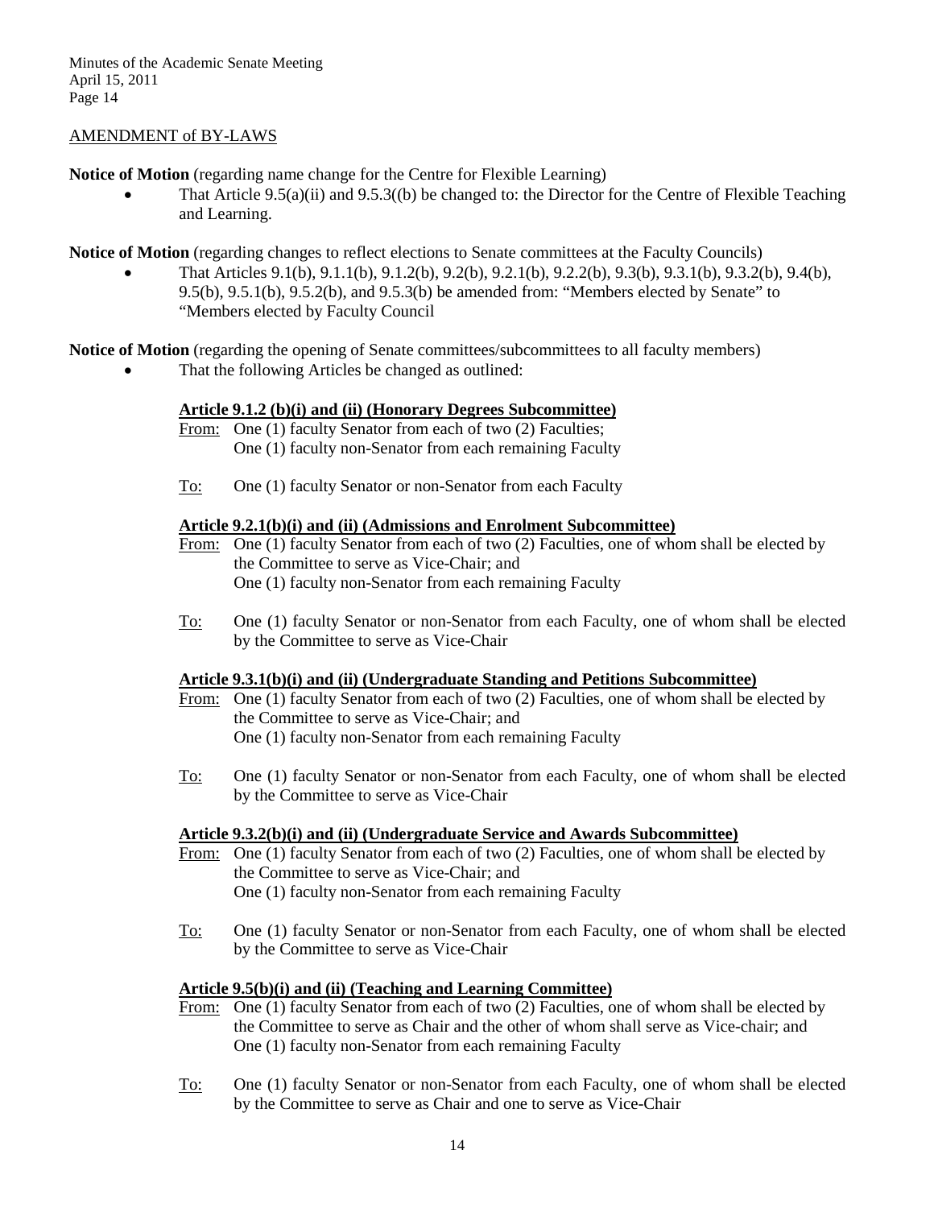AMENDMENT of BY-LAWS

**Notice of Motion** (regarding name change for the Centre for Flexible Learning)

- That Article 9.5(a)(ii) and 9.5.3((b) be changed to: the Director for the Centre of Flexible Teaching and Learning.

**Notice of Motion** (regarding changes to reflect elections to Senate committees at the Faculty Councils)

- That Articles 9.1(b), 9.1.1(b), 9.1.2(b), 9.2(b), 9.2.1(b), 9.2.2(b), 9.3(b), 9.3.1(b), 9.3.2(b), 9.4(b), 9.5(b), 9.5.1(b), 9.5.2(b), and 9.5.3(b) be amended from: "Members elected by Senate" to "Members elected by Faculty Council

**Notice of Motion** (regarding the opening of Senate committees/subcommittees to all faculty members)

- That the following Articles be changed as outlined:

**Article 9.1.2 (b)(i) and (ii) (Honorary Degrees Subcommittee)**

From: One (1) faculty Senator from each of two (2) Faculties;
One (1) faculty non-Senator from each remaining Faculty

To: One (1) faculty Senator or non-Senator from each Faculty

**Article 9.2.1(b)(i) and (ii) (Admissions and Enrolment Subcommittee)**

From: One (1) faculty Senator from each of two (2) Faculties, one of whom shall be elected by the Committee to serve as Vice-Chair; and
One (1) faculty non-Senator from each remaining Faculty

To: One (1) faculty Senator or non-Senator from each Faculty, one of whom shall be elected by the Committee to serve as Vice-Chair

**Article 9.3.1(b)(i) and (ii) (Undergraduate Standing and Petitions Subcommittee)**

From: One (1) faculty Senator from each of two (2) Faculties, one of whom shall be elected by the Committee to serve as Vice-Chair; and
One (1) faculty non-Senator from each remaining Faculty

To: One (1) faculty Senator or non-Senator from each Faculty, one of whom shall be elected by the Committee to serve as Vice-Chair

**Article 9.3.2(b)(i) and (ii) (Undergraduate Service and Awards Subcommittee)**

From: One (1) faculty Senator from each of two (2) Faculties, one of whom shall be elected by the Committee to serve as Vice-Chair; and
One (1) faculty non-Senator from each remaining Faculty

To: One (1) faculty Senator or non-Senator from each Faculty, one of whom shall be elected by the Committee to serve as Vice-Chair

**Article 9.5(b)(i) and (ii) (Teaching and Learning Committee)**

From: One (1) faculty Senator from each of two (2) Faculties, one of whom shall be elected by the Committee to serve as Chair and the other of whom shall serve as Vice-chair; and
One (1) faculty non-Senator from each remaining Faculty

To: One (1) faculty Senator or non-Senator from each Faculty, one of whom shall be elected by the Committee to serve as Chair and one to serve as Vice-Chair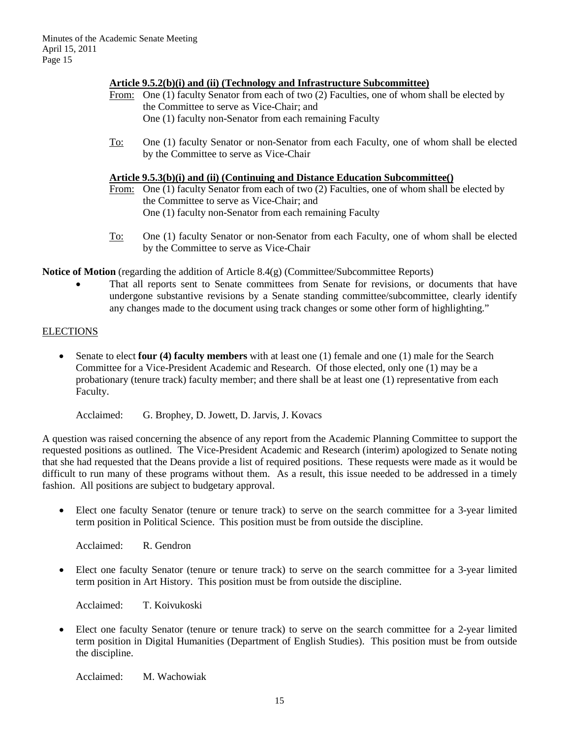**Article 9.5.2(b)(i) and (ii) (Technology and Infrastructure Subcommittee)**

From: One (1) faculty Senator from each of two (2) Faculties, one of whom shall be elected by the Committee to serve as Vice-Chair; and
One (1) faculty non-Senator from each remaining Faculty

To: One (1) faculty Senator or non-Senator from each Faculty, one of whom shall be elected by the Committee to serve as Vice-Chair

**Article 9.5.3(b)(i) and (ii) (Continuing and Distance Education Subcommittee()**

From: One (1) faculty Senator from each of two (2) Faculties, one of whom shall be elected by the Committee to serve as Vice-Chair; and
One (1) faculty non-Senator from each remaining Faculty

To: One (1) faculty Senator or non-Senator from each Faculty, one of whom shall be elected by the Committee to serve as Vice-Chair

**Notice of Motion** (regarding the addition of Article 8.4(g) (Committee/Subcommittee Reports)

- That all reports sent to Senate committees from Senate for revisions, or documents that have undergone substantive revisions by a Senate standing committee/subcommittee, clearly identify any changes made to the document using track changes or some other form of highlighting."

## ELECTIONS

- Senate to elect **four (4) faculty members** with at least one (1) female and one (1) male for the Search Committee for a Vice-President Academic and Research. Of those elected, only one (1) may be a probationary (tenure track) faculty member; and there shall be at least one (1) representative from each Faculty.

  Acclaimed: G. Brophey, D. Jowett, D. Jarvis, J. Kovacs

A question was raised concerning the absence of any report from the Academic Planning Committee to support the requested positions as outlined. The Vice-President Academic and Research (interim) apologized to Senate noting that she had requested that the Deans provide a list of required positions. These requests were made as it would be difficult to run many of these programs without them. As a result, this issue needed to be addressed in a timely fashion. All positions are subject to budgetary approval.

- Elect one faculty Senator (tenure or tenure track) to serve on the search committee for a 3-year limited term position in Political Science. This position must be from outside the discipline.

  Acclaimed: R. Gendron

- Elect one faculty Senator (tenure or tenure track) to serve on the search committee for a 3-year limited term position in Art History. This position must be from outside the discipline.

  Acclaimed: T. Koivukoski

- Elect one faculty Senator (tenure or tenure track) to serve on the search committee for a 2-year limited term position in Digital Humanities (Department of English Studies). This position must be from outside the discipline.

  Acclaimed: M. Wachowiak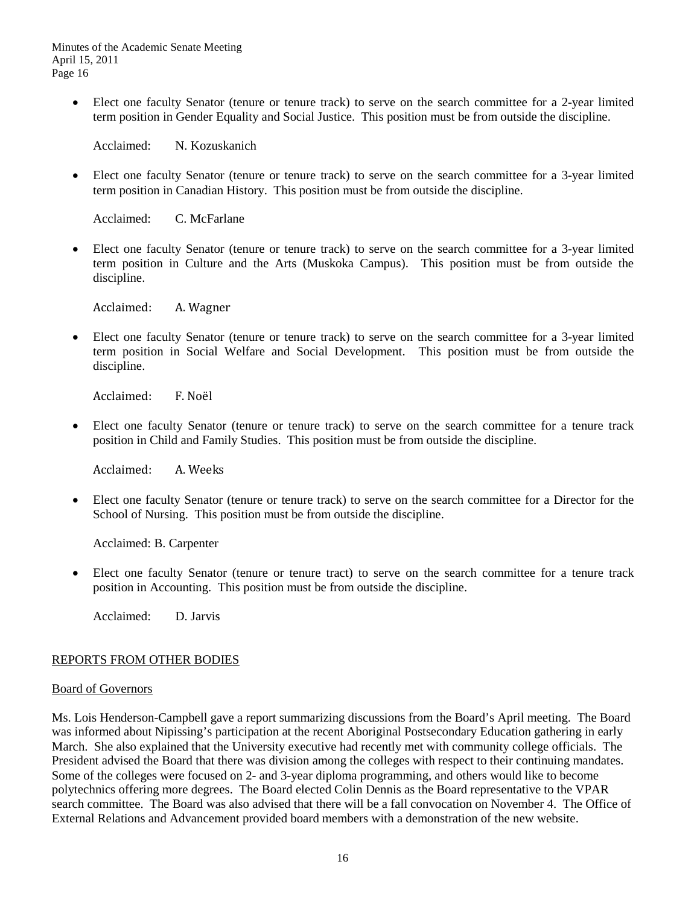- Elect one faculty Senator (tenure or tenure track) to serve on the search committee for a 2-year limited term position in Gender Equality and Social Justice. This position must be from outside the discipline.

  Acclaimed: N. Kozuskanich

- Elect one faculty Senator (tenure or tenure track) to serve on the search committee for a 3-year limited term position in Canadian History. This position must be from outside the discipline.

  Acclaimed: C. McFarlane

- Elect one faculty Senator (tenure or tenure track) to serve on the search committee for a 3-year limited term position in Culture and the Arts (Muskoka Campus). This position must be from outside the discipline.

  Acclaimed: A. Wagner

- Elect one faculty Senator (tenure or tenure track) to serve on the search committee for a 3-year limited term position in Social Welfare and Social Development. This position must be from outside the discipline.

  Acclaimed: F. Noël

- Elect one faculty Senator (tenure or tenure track) to serve on the search committee for a tenure track position in Child and Family Studies. This position must be from outside the discipline.

  Acclaimed: A. Weeks

- Elect one faculty Senator (tenure or tenure track) to serve on the search committee for a Director for the School of Nursing. This position must be from outside the discipline.

  Acclaimed: B. Carpenter

- Elect one faculty Senator (tenure or tenure tract) to serve on the search committee for a tenure track position in Accounting. This position must be from outside the discipline.

  Acclaimed: D. Jarvis

## REPORTS FROM OTHER BODIES

### Board of Governors

Ms. Lois Henderson-Campbell gave a report summarizing discussions from the Board's April meeting. The Board was informed about Nipissing's participation at the recent Aboriginal Postsecondary Education gathering in early March. She also explained that the University executive had recently met with community college officials. The President advised the Board that there was division among the colleges with respect to their continuing mandates. Some of the colleges were focused on 2- and 3-year diploma programming, and others would like to become polytechnics offering more degrees. The Board elected Colin Dennis as the Board representative to the VPAR search committee. The Board was also advised that there will be a fall convocation on November 4. The Office of External Relations and Advancement provided board members with a demonstration of the new website.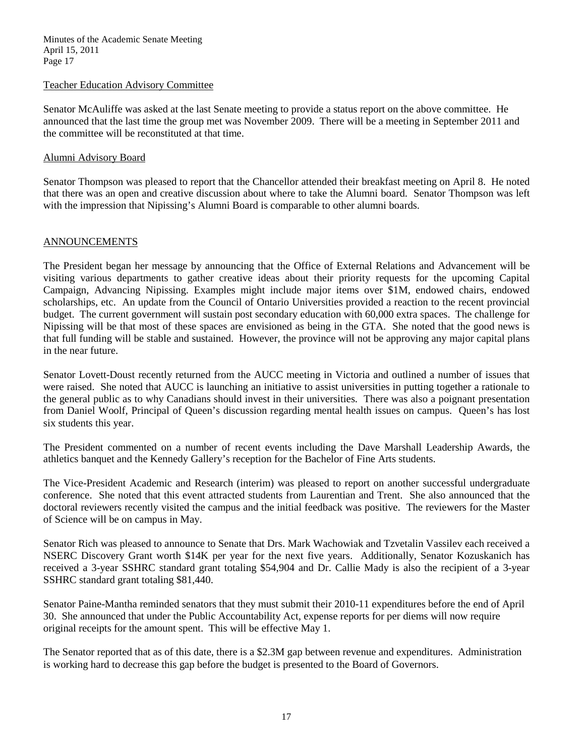### Teacher Education Advisory Committee

Senator McAuliffe was asked at the last Senate meeting to provide a status report on the above committee. He announced that the last time the group met was November 2009. There will be a meeting in September 2011 and the committee will be reconstituted at that time.

### Alumni Advisory Board

Senator Thompson was pleased to report that the Chancellor attended their breakfast meeting on April 8. He noted that there was an open and creative discussion about where to take the Alumni board. Senator Thompson was left with the impression that Nipissing's Alumni Board is comparable to other alumni boards.

## ANNOUNCEMENTS

The President began her message by announcing that the Office of External Relations and Advancement will be visiting various departments to gather creative ideas about their priority requests for the upcoming Capital Campaign, Advancing Nipissing. Examples might include major items over $1M, endowed chairs, endowed scholarships, etc. An update from the Council of Ontario Universities provided a reaction to the recent provincial budget. The current government will sustain post secondary education with 60,000 extra spaces. The challenge for Nipissing will be that most of these spaces are envisioned as being in the GTA. She noted that the good news is that full funding will be stable and sustained. However, the province will not be approving any major capital plans in the near future.

Senator Lovett-Doust recently returned from the AUCC meeting in Victoria and outlined a number of issues that were raised. She noted that AUCC is launching an initiative to assist universities in putting together a rationale to the general public as to why Canadians should invest in their universities. There was also a poignant presentation from Daniel Woolf, Principal of Queen's discussion regarding mental health issues on campus. Queen's has lost six students this year.

The President commented on a number of recent events including the Dave Marshall Leadership Awards, the athletics banquet and the Kennedy Gallery's reception for the Bachelor of Fine Arts students.

The Vice-President Academic and Research (interim) was pleased to report on another successful undergraduate conference. She noted that this event attracted students from Laurentian and Trent. She also announced that the doctoral reviewers recently visited the campus and the initial feedback was positive. The reviewers for the Master of Science will be on campus in May.

Senator Rich was pleased to announce to Senate that Drs. Mark Wachowiak and Tzvetalin Vassilev each received a NSERC Discovery Grant worth $14K per year for the next five years. Additionally, Senator Kozuskanich has received a 3-year SSHRC standard grant totaling $54,904 and Dr. Callie Mady is also the recipient of a 3-year SSHRC standard grant totaling $81,440.

Senator Paine-Mantha reminded senators that they must submit their 2010-11 expenditures before the end of April 30. She announced that under the Public Accountability Act, expense reports for per diems will now require original receipts for the amount spent. This will be effective May 1.

The Senator reported that as of this date, there is a $2.3M gap between revenue and expenditures. Administration is working hard to decrease this gap before the budget is presented to the Board of Governors.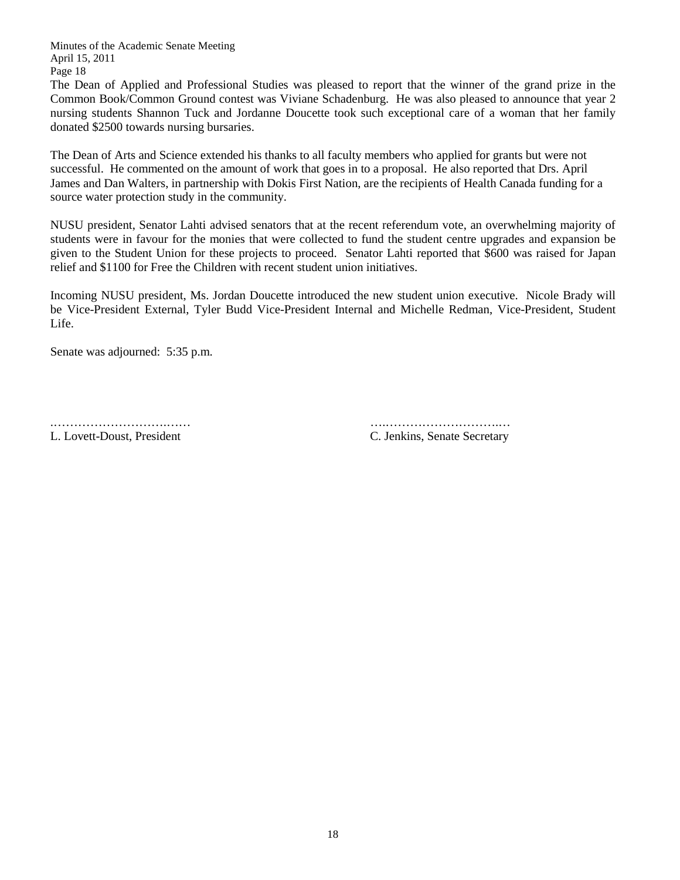The Dean of Applied and Professional Studies was pleased to report that the winner of the grand prize in the Common Book/Common Ground contest was Viviane Schadenburg. He was also pleased to announce that year 2 nursing students Shannon Tuck and Jordanne Doucette took such exceptional care of a woman that her family donated $2500 towards nursing bursaries.

The Dean of Arts and Science extended his thanks to all faculty members who applied for grants but were not successful. He commented on the amount of work that goes in to a proposal. He also reported that Drs. April James and Dan Walters, in partnership with Dokis First Nation, are the recipients of Health Canada funding for a source water protection study in the community.

NUSU president, Senator Lahti advised senators that at the recent referendum vote, an overwhelming majority of students were in favour for the monies that were collected to fund the student centre upgrades and expansion be given to the Student Union for these projects to proceed. Senator Lahti reported that $600 was raised for Japan relief and $1100 for Free the Children with recent student union initiatives.

Incoming NUSU president, Ms. Jordan Doucette introduced the new student union executive. Nicole Brady will be Vice-President External, Tyler Budd Vice-President Internal and Michelle Redman, Vice-President, Student Life.

Senate was adjourned: 5:35 p.m.

..................................  
L. Lovett-Doust, President

..................................  
C. Jenkins, Senate Secretary